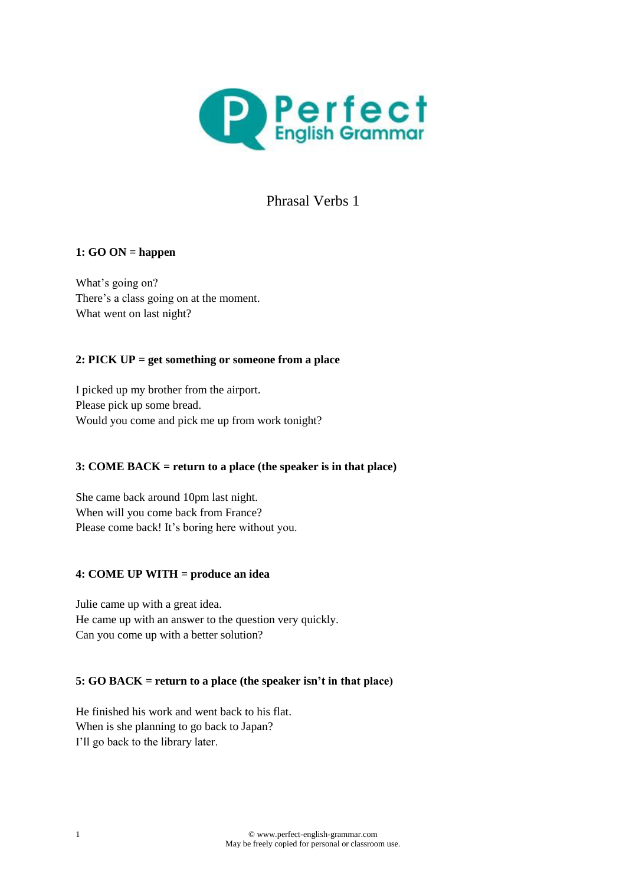# Phrasal Verbs 1

**1: GO ON = happen**

What's going on?
There's a class going on at the moment.
What went on last night?

**2: PICK UP = get something or someone from a place**

I picked up my brother from the airport.
Please pick up some bread.
Would you come and pick me up from work tonight?

**3: COME BACK = return to a place (the speaker is in that place)**

She came back around 10pm last night.
When will you come back from France?
Please come back! It's boring here without you.

**4: COME UP WITH = produce an idea**

Julie came up with a great idea.
He came up with an answer to the question very quickly.
Can you come up with a better solution?

**5: GO BACK = return to a place (the speaker isn't in that place)**

He finished his work and went back to his flat.
When is she planning to go back to Japan?
I'll go back to the library later.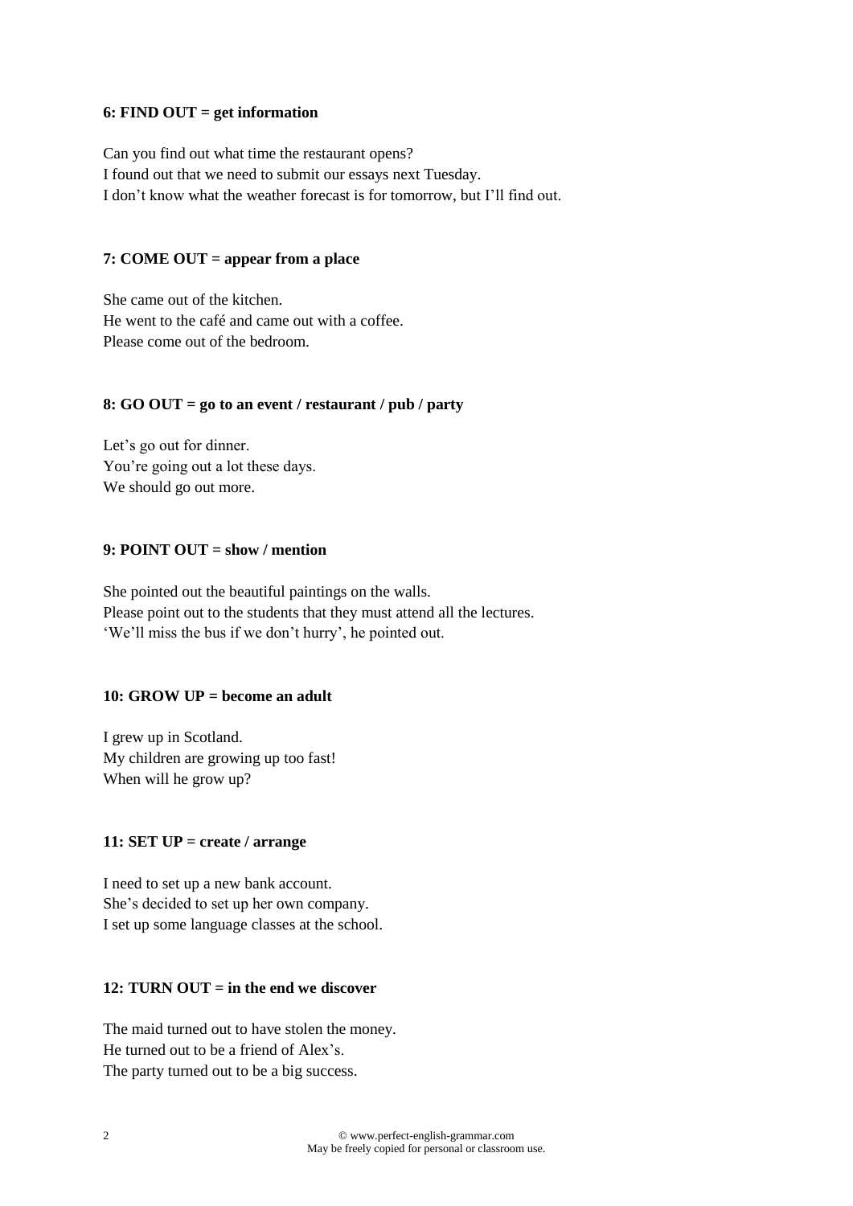**6: FIND OUT = get information**

Can you find out what time the restaurant opens?
I found out that we need to submit our essays next Tuesday.
I don't know what the weather forecast is for tomorrow, but I'll find out.

**7: COME OUT = appear from a place**

She came out of the kitchen.
He went to the café and came out with a coffee.
Please come out of the bedroom.

**8: GO OUT = go to an event / restaurant / pub / party**

Let's go out for dinner.
You're going out a lot these days.
We should go out more.

**9: POINT OUT = show / mention**

She pointed out the beautiful paintings on the walls.
Please point out to the students that they must attend all the lectures.
'We'll miss the bus if we don't hurry', he pointed out.

**10: GROW UP = become an adult**

I grew up in Scotland.
My children are growing up too fast!
When will he grow up?

**11: SET UP = create / arrange**

I need to set up a new bank account.
She's decided to set up her own company.
I set up some language classes at the school.

**12: TURN OUT = in the end we discover**

The maid turned out to have stolen the money.
He turned out to be a friend of Alex's.
The party turned out to be a big success.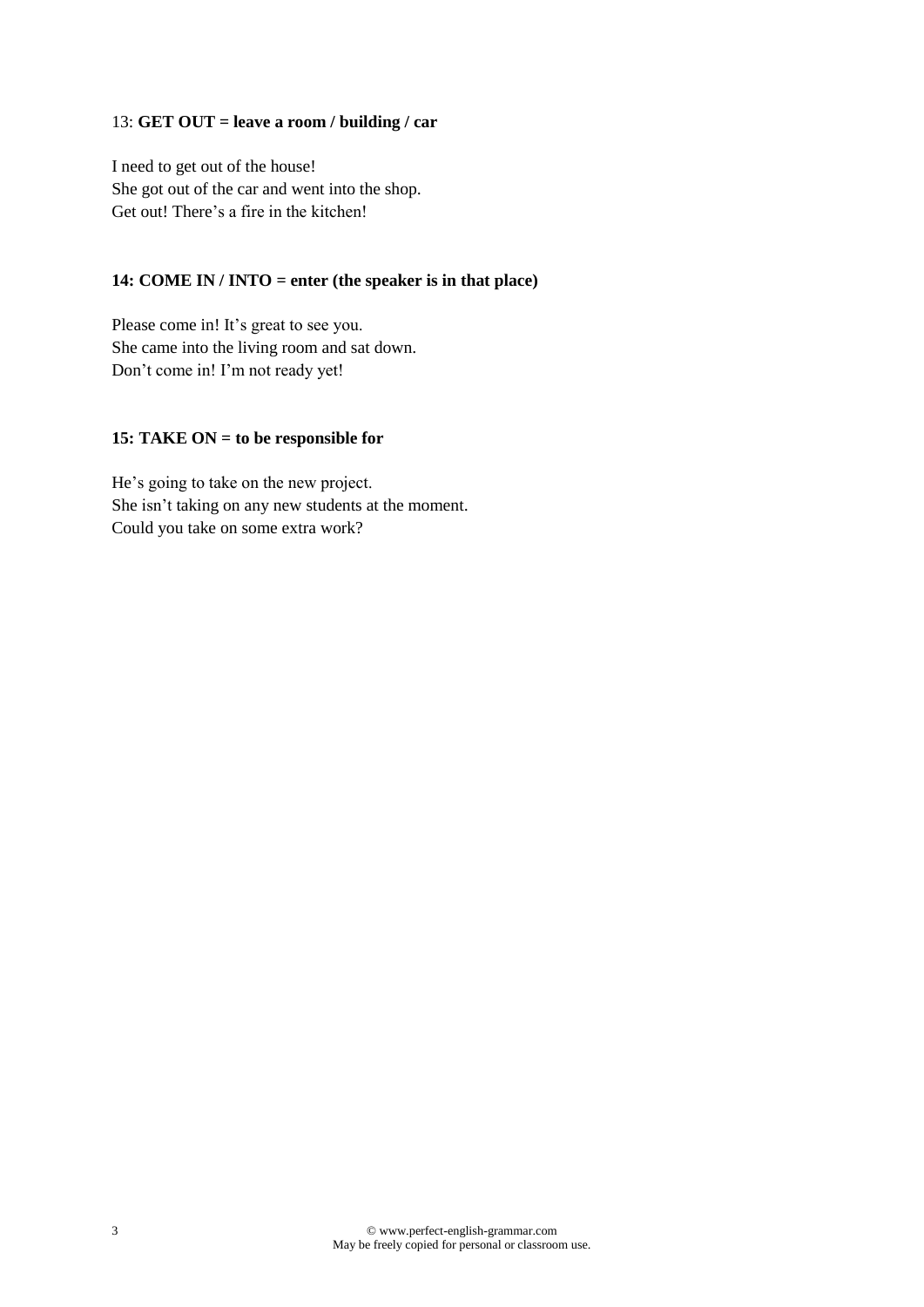13: **GET OUT = leave a room / building / car**

I need to get out of the house!
She got out of the car and went into the shop.
Get out! There's a fire in the kitchen!

**14: COME IN / INTO = enter (the speaker is in that place)**

Please come in! It's great to see you.
She came into the living room and sat down.
Don't come in! I'm not ready yet!

**15: TAKE ON = to be responsible for**

He's going to take on the new project.
She isn't taking on any new students at the moment.
Could you take on some extra work?